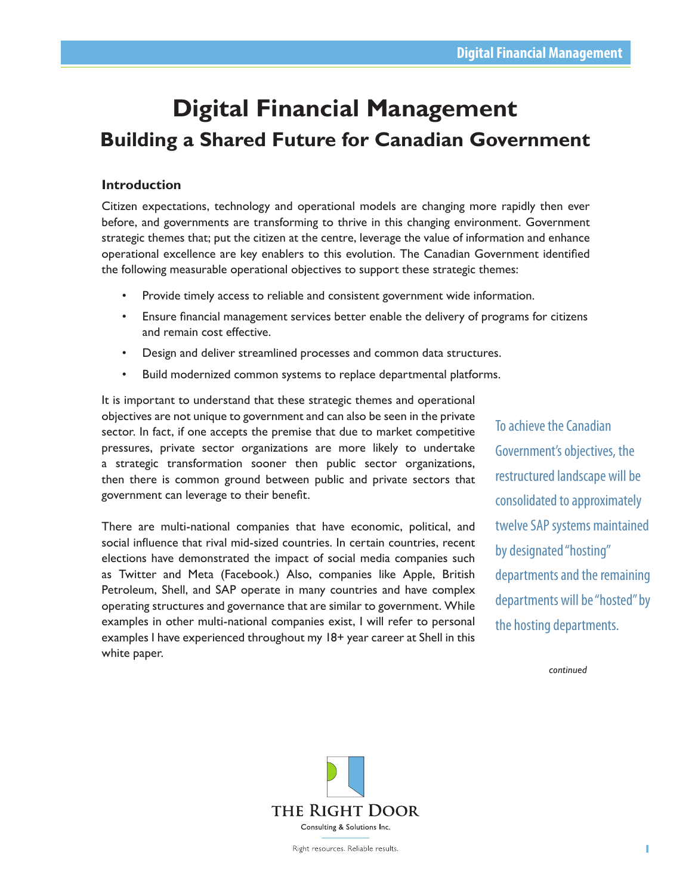# Digital Financial Management

## Building a Shared Future for Canadian Government

### Introduction

Citizen expectations, technology and operational models are changing more rapidly then ever before, and governments are transforming to thrive in this changing environment. Government strategic themes that; put the citizen at the centre, leverage the value of information and enhance operational excellence are key enablers to this evolution. The Canadian Government identified the following measurable operational objectives to support these strategic themes:

- Provide timely access to reliable and consistent government wide information.
- Ensure financial management services better enable the delivery of programs for citizens and remain cost effective.
- Design and deliver streamlined processes and common data structures.
- Build modernized common systems to replace departmental platforms.

It is important to understand that these strategic themes and operational objectives are not unique to government and can also be seen in the private sector. In fact, if one accepts the premise that due to market competitive pressures, private sector organizations are more likely to undertake a strategic transformation sooner then public sector organizations, then there is common ground between public and private sectors that government can leverage to their benefit.

There are multi-national companies that have economic, political, and social influence that rival mid-sized countries. In certain countries, recent elections have demonstrated the impact of social media companies such as Twitter and Meta (Facebook.) Also, companies like Apple, British Petroleum, Shell, and SAP operate in many countries and have complex operating structures and governance that are similar to government. While examples in other multi-national companies exist, I will refer to personal examples I have experienced throughout my 18+ year career at Shell in this white paper.

To achieve the Canadian Government's objectives, the restructured landscape will be consolidated to approximately twelve SAP systems maintained by designated "hosting" departments and the remaining departments will be "hosted" by the hosting departments.

*continued*

THE RIGHT DOOR
Consulting & Solutions Inc.
Right resources. Reliable results.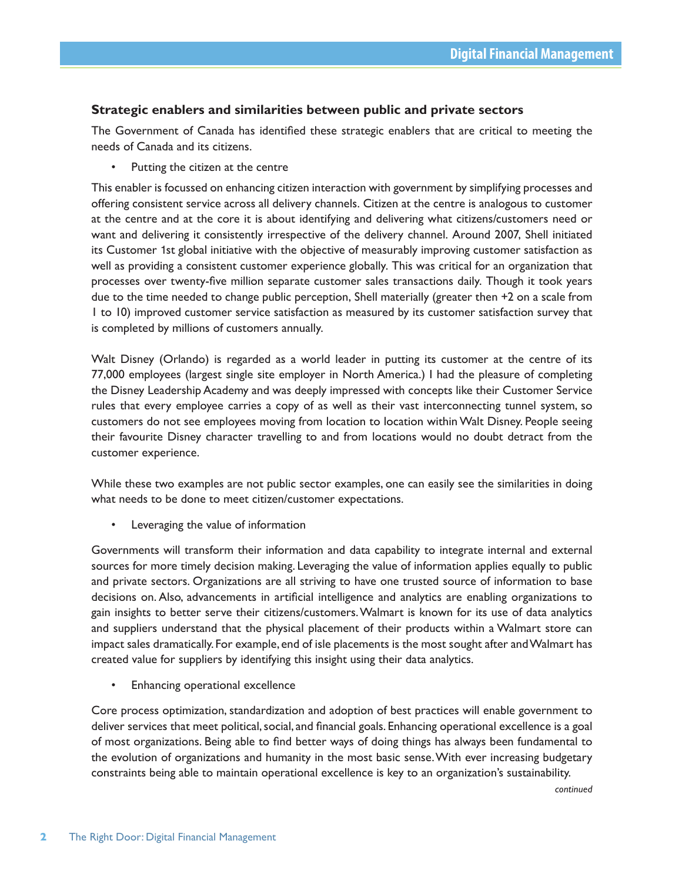### Strategic enablers and similarities between public and private sectors

The Government of Canada has identified these strategic enablers that are critical to meeting the needs of Canada and its citizens.

- Putting the citizen at the centre

This enabler is focussed on enhancing citizen interaction with government by simplifying processes and offering consistent service across all delivery channels. Citizen at the centre is analogous to customer at the centre and at the core it is about identifying and delivering what citizens/customers need or want and delivering it consistently irrespective of the delivery channel. Around 2007, Shell initiated its Customer 1st global initiative with the objective of measurably improving customer satisfaction as well as providing a consistent customer experience globally. This was critical for an organization that processes over twenty-five million separate customer sales transactions daily. Though it took years due to the time needed to change public perception, Shell materially (greater then +2 on a scale from 1 to 10) improved customer service satisfaction as measured by its customer satisfaction survey that is completed by millions of customers annually.

Walt Disney (Orlando) is regarded as a world leader in putting its customer at the centre of its 77,000 employees (largest single site employer in North America.) I had the pleasure of completing the Disney Leadership Academy and was deeply impressed with concepts like their Customer Service rules that every employee carries a copy of as well as their vast interconnecting tunnel system, so customers do not see employees moving from location to location within Walt Disney. People seeing their favourite Disney character travelling to and from locations would no doubt detract from the customer experience.

While these two examples are not public sector examples, one can easily see the similarities in doing what needs to be done to meet citizen/customer expectations.

- Leveraging the value of information

Governments will transform their information and data capability to integrate internal and external sources for more timely decision making. Leveraging the value of information applies equally to public and private sectors. Organizations are all striving to have one trusted source of information to base decisions on. Also, advancements in artificial intelligence and analytics are enabling organizations to gain insights to better serve their citizens/customers. Walmart is known for its use of data analytics and suppliers understand that the physical placement of their products within a Walmart store can impact sales dramatically. For example, end of isle placements is the most sought after and Walmart has created value for suppliers by identifying this insight using their data analytics.

- Enhancing operational excellence

Core process optimization, standardization and adoption of best practices will enable government to deliver services that meet political, social, and financial goals. Enhancing operational excellence is a goal of most organizations. Being able to find better ways of doing things has always been fundamental to the evolution of organizations and humanity in the most basic sense. With ever increasing budgetary constraints being able to maintain operational excellence is key to an organization's sustainability.

*continued*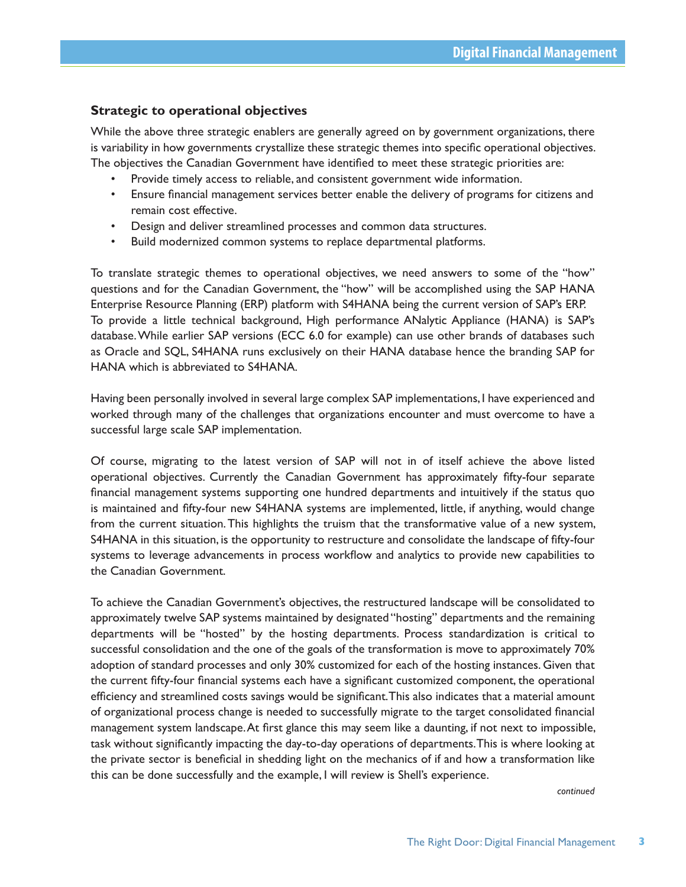### Strategic to operational objectives

While the above three strategic enablers are generally agreed on by government organizations, there is variability in how governments crystallize these strategic themes into specific operational objectives. The objectives the Canadian Government have identified to meet these strategic priorities are:

- Provide timely access to reliable, and consistent government wide information.
- Ensure financial management services better enable the delivery of programs for citizens and remain cost effective.
- Design and deliver streamlined processes and common data structures.
- Build modernized common systems to replace departmental platforms.

To translate strategic themes to operational objectives, we need answers to some of the "how" questions and for the Canadian Government, the "how" will be accomplished using the SAP HANA Enterprise Resource Planning (ERP) platform with S4HANA being the current version of SAP's ERP. To provide a little technical background, High performance ANalytic Appliance (HANA) is SAP's database. While earlier SAP versions (ECC 6.0 for example) can use other brands of databases such as Oracle and SQL, S4HANA runs exclusively on their HANA database hence the branding SAP for HANA which is abbreviated to S4HANA.

Having been personally involved in several large complex SAP implementations, I have experienced and worked through many of the challenges that organizations encounter and must overcome to have a successful large scale SAP implementation.

Of course, migrating to the latest version of SAP will not in of itself achieve the above listed operational objectives. Currently the Canadian Government has approximately fifty-four separate financial management systems supporting one hundred departments and intuitively if the status quo is maintained and fifty-four new S4HANA systems are implemented, little, if anything, would change from the current situation. This highlights the truism that the transformative value of a new system, S4HANA in this situation, is the opportunity to restructure and consolidate the landscape of fifty-four systems to leverage advancements in process workflow and analytics to provide new capabilities to the Canadian Government.

To achieve the Canadian Government's objectives, the restructured landscape will be consolidated to approximately twelve SAP systems maintained by designated "hosting" departments and the remaining departments will be "hosted" by the hosting departments. Process standardization is critical to successful consolidation and the one of the goals of the transformation is move to approximately 70% adoption of standard processes and only 30% customized for each of the hosting instances. Given that the current fifty-four financial systems each have a significant customized component, the operational efficiency and streamlined costs savings would be significant. This also indicates that a material amount of organizational process change is needed to successfully migrate to the target consolidated financial management system landscape. At first glance this may seem like a daunting, if not next to impossible, task without significantly impacting the day-to-day operations of departments. This is where looking at the private sector is beneficial in shedding light on the mechanics of if and how a transformation like this can be done successfully and the example, I will review is Shell's experience.

*continued*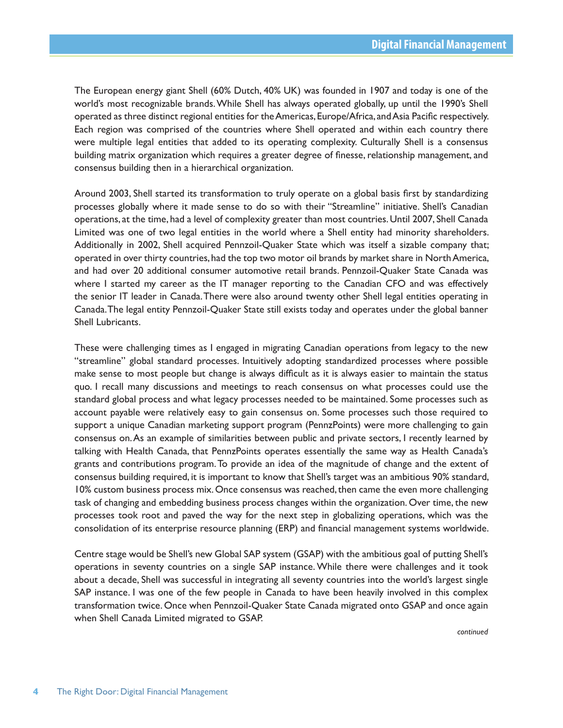The European energy giant Shell (60% Dutch, 40% UK) was founded in 1907 and today is one of the world's most recognizable brands. While Shell has always operated globally, up until the 1990's Shell operated as three distinct regional entities for the Americas, Europe/Africa, and Asia Pacific respectively. Each region was comprised of the countries where Shell operated and within each country there were multiple legal entities that added to its operating complexity. Culturally Shell is a consensus building matrix organization which requires a greater degree of finesse, relationship management, and consensus building then in a hierarchical organization.

Around 2003, Shell started its transformation to truly operate on a global basis first by standardizing processes globally where it made sense to do so with their "Streamline" initiative. Shell's Canadian operations, at the time, had a level of complexity greater than most countries. Until 2007, Shell Canada Limited was one of two legal entities in the world where a Shell entity had minority shareholders. Additionally in 2002, Shell acquired Pennzoil-Quaker State which was itself a sizable company that; operated in over thirty countries, had the top two motor oil brands by market share in North America, and had over 20 additional consumer automotive retail brands. Pennzoil-Quaker State Canada was where I started my career as the IT manager reporting to the Canadian CFO and was effectively the senior IT leader in Canada. There were also around twenty other Shell legal entities operating in Canada. The legal entity Pennzoil-Quaker State still exists today and operates under the global banner Shell Lubricants.

These were challenging times as I engaged in migrating Canadian operations from legacy to the new "streamline" global standard processes. Intuitively adopting standardized processes where possible make sense to most people but change is always difficult as it is always easier to maintain the status quo. I recall many discussions and meetings to reach consensus on what processes could use the standard global process and what legacy processes needed to be maintained. Some processes such as account payable were relatively easy to gain consensus on. Some processes such those required to support a unique Canadian marketing support program (PennzPoints) were more challenging to gain consensus on. As an example of similarities between public and private sectors, I recently learned by talking with Health Canada, that PennzPoints operates essentially the same way as Health Canada's grants and contributions program. To provide an idea of the magnitude of change and the extent of consensus building required, it is important to know that Shell's target was an ambitious 90% standard, 10% custom business process mix. Once consensus was reached, then came the even more challenging task of changing and embedding business process changes within the organization. Over time, the new processes took root and paved the way for the next step in globalizing operations, which was the consolidation of its enterprise resource planning (ERP) and financial management systems worldwide.

Centre stage would be Shell's new Global SAP system (GSAP) with the ambitious goal of putting Shell's operations in seventy countries on a single SAP instance. While there were challenges and it took about a decade, Shell was successful in integrating all seventy countries into the world's largest single SAP instance. I was one of the few people in Canada to have been heavily involved in this complex transformation twice. Once when Pennzoil-Quaker State Canada migrated onto GSAP and once again when Shell Canada Limited migrated to GSAP.

*continued*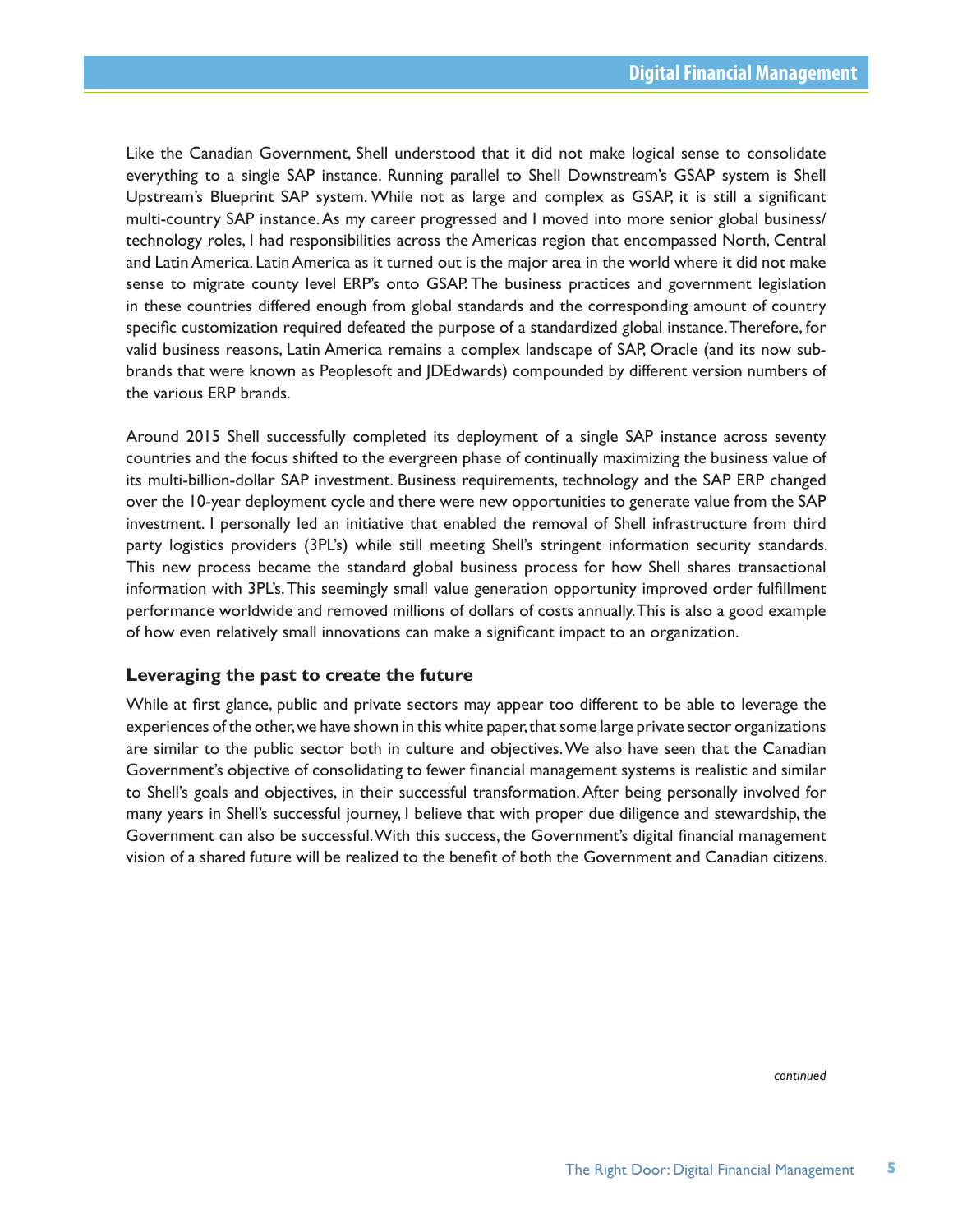Like the Canadian Government, Shell understood that it did not make logical sense to consolidate everything to a single SAP instance. Running parallel to Shell Downstream's GSAP system is Shell Upstream's Blueprint SAP system. While not as large and complex as GSAP, it is still a significant multi-country SAP instance. As my career progressed and I moved into more senior global business/ technology roles, I had responsibilities across the Americas region that encompassed North, Central and Latin America. Latin America as it turned out is the major area in the world where it did not make sense to migrate county level ERP's onto GSAP. The business practices and government legislation in these countries differed enough from global standards and the corresponding amount of country specific customization required defeated the purpose of a standardized global instance. Therefore, for valid business reasons, Latin America remains a complex landscape of SAP, Oracle (and its now sub-brands that were known as Peoplesoft and JDEdwards) compounded by different version numbers of the various ERP brands.

Around 2015 Shell successfully completed its deployment of a single SAP instance across seventy countries and the focus shifted to the evergreen phase of continually maximizing the business value of its multi-billion-dollar SAP investment. Business requirements, technology and the SAP ERP changed over the 10-year deployment cycle and there were new opportunities to generate value from the SAP investment. I personally led an initiative that enabled the removal of Shell infrastructure from third party logistics providers (3PL's) while still meeting Shell's stringent information security standards. This new process became the standard global business process for how Shell shares transactional information with 3PL's. This seemingly small value generation opportunity improved order fulfillment performance worldwide and removed millions of dollars of costs annually. This is also a good example of how even relatively small innovations can make a significant impact to an organization.

### Leveraging the past to create the future

While at first glance, public and private sectors may appear too different to be able to leverage the experiences of the other, we have shown in this white paper, that some large private sector organizations are similar to the public sector both in culture and objectives. We also have seen that the Canadian Government's objective of consolidating to fewer financial management systems is realistic and similar to Shell's goals and objectives, in their successful transformation. After being personally involved for many years in Shell's successful journey, I believe that with proper due diligence and stewardship, the Government can also be successful. With this success, the Government's digital financial management vision of a shared future will be realized to the benefit of both the Government and Canadian citizens.

*continued*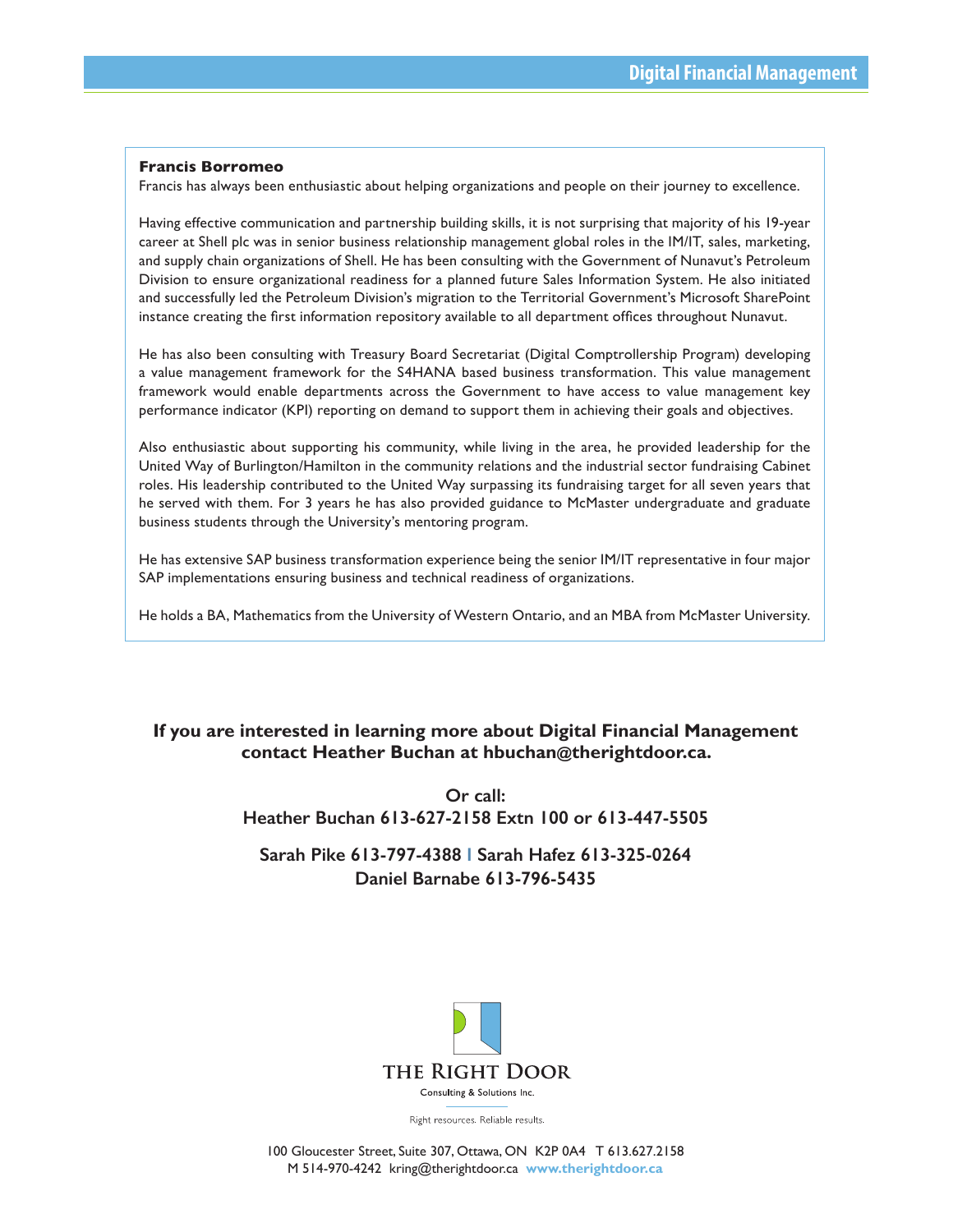**Francis Borromeo**

Francis has always been enthusiastic about helping organizations and people on their journey to excellence.

Having effective communication and partnership building skills, it is not surprising that majority of his 19-year career at Shell plc was in senior business relationship management global roles in the IM/IT, sales, marketing, and supply chain organizations of Shell. He has been consulting with the Government of Nunavut's Petroleum Division to ensure organizational readiness for a planned future Sales Information System. He also initiated and successfully led the Petroleum Division's migration to the Territorial Government's Microsoft SharePoint instance creating the first information repository available to all department offices throughout Nunavut.

He has also been consulting with Treasury Board Secretariat (Digital Comptrollership Program) developing a value management framework for the S4HANA based business transformation. This value management framework would enable departments across the Government to have access to value management key performance indicator (KPI) reporting on demand to support them in achieving their goals and objectives.

Also enthusiastic about supporting his community, while living in the area, he provided leadership for the United Way of Burlington/Hamilton in the community relations and the industrial sector fundraising Cabinet roles. His leadership contributed to the United Way surpassing its fundraising target for all seven years that he served with them. For 3 years he has also provided guidance to McMaster undergraduate and graduate business students through the University's mentoring program.

He has extensive SAP business transformation experience being the senior IM/IT representative in four major SAP implementations ensuring business and technical readiness of organizations.

He holds a BA, Mathematics from the University of Western Ontario, and an MBA from McMaster University.

**If you are interested in learning more about Digital Financial Management contact Heather Buchan at hbuchan@therightdoor.ca.**

**Or call:**
**Heather Buchan 613-627-2158 Extn 100 or 613-447-5505**

**Sarah Pike 613-797-4388 | Sarah Hafez 613-325-0264**
**Daniel Barnabe 613-796-5435**

THE RIGHT DOOR
Consulting & Solutions Inc.

Right resources. Reliable results.

100 Gloucester Street, Suite 307, Ottawa, ON K2P 0A4 T 613.627.2158
M 514-970-4242 kring@therightdoor.ca **www.therightdoor.ca**